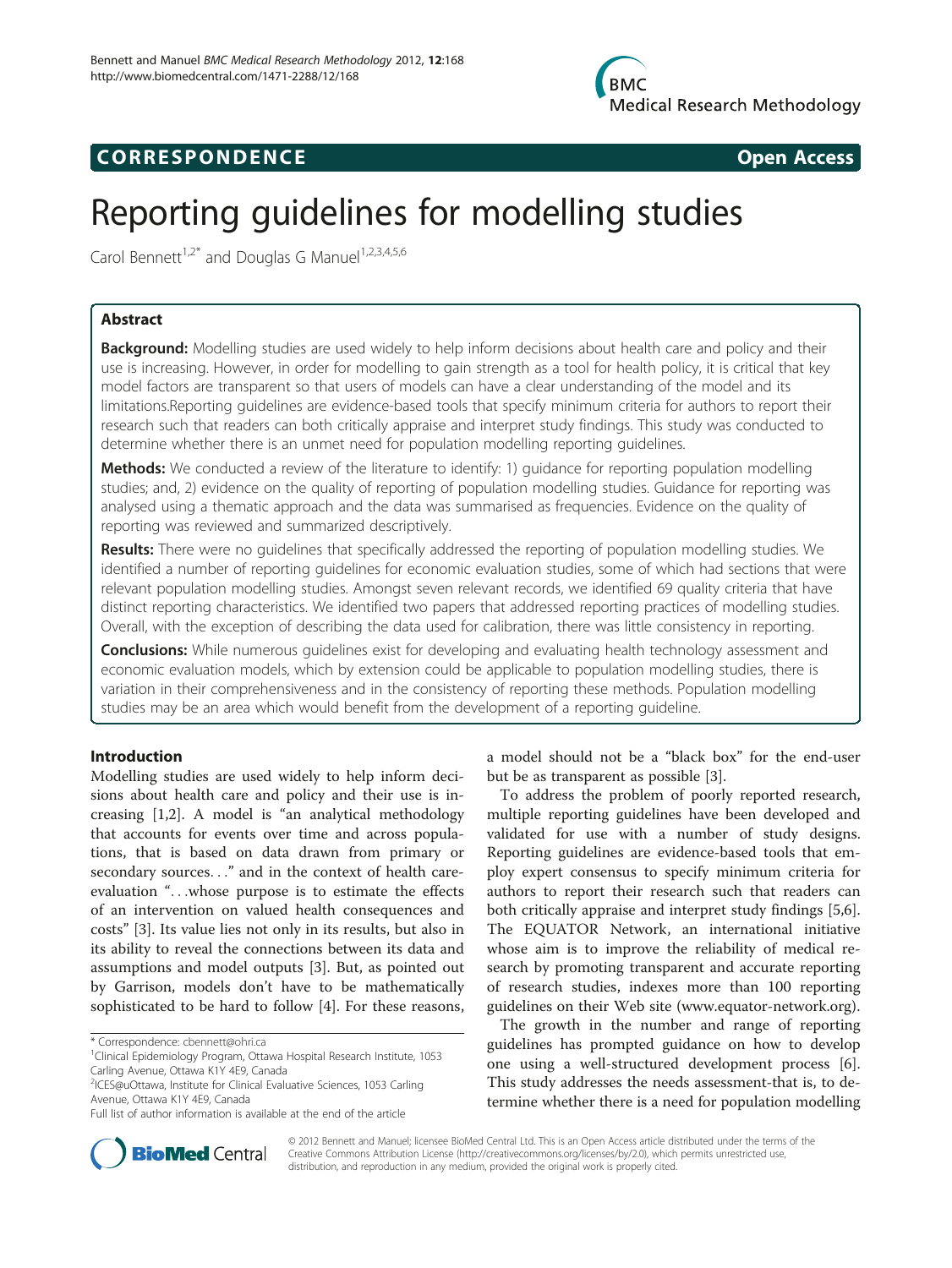**CORRESPONDENCE** **Open Access**

# Reporting guidelines for modelling studies

Carol Bennett[1,2*] and Douglas G Manuel[1,2,3,4,5,6]

## Abstract

**Background:** Modelling studies are used widely to help inform decisions about health care and policy and their use is increasing. However, in order for modelling to gain strength as a tool for health policy, it is critical that key model factors are transparent so that users of models can have a clear understanding of the model and its limitations.Reporting guidelines are evidence-based tools that specify minimum criteria for authors to report their research such that readers can both critically appraise and interpret study findings. This study was conducted to determine whether there is an unmet need for population modelling reporting guidelines.

**Methods:** We conducted a review of the literature to identify: 1) guidance for reporting population modelling studies; and, 2) evidence on the quality of reporting of population modelling studies. Guidance for reporting was analysed using a thematic approach and the data was summarised as frequencies. Evidence on the quality of reporting was reviewed and summarized descriptively.

**Results:** There were no guidelines that specifically addressed the reporting of population modelling studies. We identified a number of reporting guidelines for economic evaluation studies, some of which had sections that were relevant population modelling studies. Amongst seven relevant records, we identified 69 quality criteria that have distinct reporting characteristics. We identified two papers that addressed reporting practices of modelling studies. Overall, with the exception of describing the data used for calibration, there was little consistency in reporting.

**Conclusions:** While numerous guidelines exist for developing and evaluating health technology assessment and economic evaluation models, which by extension could be applicable to population modelling studies, there is variation in their comprehensiveness and in the consistency of reporting these methods. Population modelling studies may be an area which would benefit from the development of a reporting guideline.

## Introduction

Modelling studies are used widely to help inform decisions about health care and policy and their use is increasing [1,2]. A model is "an analytical methodology that accounts for events over time and across populations, that is based on data drawn from primary or secondary sources..." and in the context of health care-evaluation "...whose purpose is to estimate the effects of an intervention on valued health consequences and costs" [3]. Its value lies not only in its results, but also in its ability to reveal the connections between its data and assumptions and model outputs [3]. But, as pointed out by Garrison, models don't have to be mathematically sophisticated to be hard to follow [4]. For these reasons, a model should not be a "black box" for the end-user but be as transparent as possible [3].

To address the problem of poorly reported research, multiple reporting guidelines have been developed and validated for use with a number of study designs. Reporting guidelines are evidence-based tools that employ expert consensus to specify minimum criteria for authors to report their research such that readers can both critically appraise and interpret study findings [5,6]. The EQUATOR Network, an international initiative whose aim is to improve the reliability of medical research by promoting transparent and accurate reporting of research studies, indexes more than 100 reporting guidelines on their Web site (www.equator-network.org).

The growth in the number and range of reporting guidelines has prompted guidance on how to develop one using a well-structured development process [6]. This study addresses the needs assessment-that is, to determine whether there is a need for population modelling

\* Correspondence: cbennett@ohri.ca
[1]Clinical Epidemiology Program, Ottawa Hospital Research Institute, 1053 Carling Avenue, Ottawa K1Y 4E9, Canada
[2]ICES@uOttawa, Institute for Clinical Evaluative Sciences, 1053 Carling Avenue, Ottawa K1Y 4E9, Canada
Full list of author information is available at the end of the article

© 2012 Bennett and Manuel; licensee BioMed Central Ltd. This is an Open Access article distributed under the terms of the Creative Commons Attribution License (http://creativecommons.org/licenses/by/2.0), which permits unrestricted use, distribution, and reproduction in any medium, provided the original work is properly cited.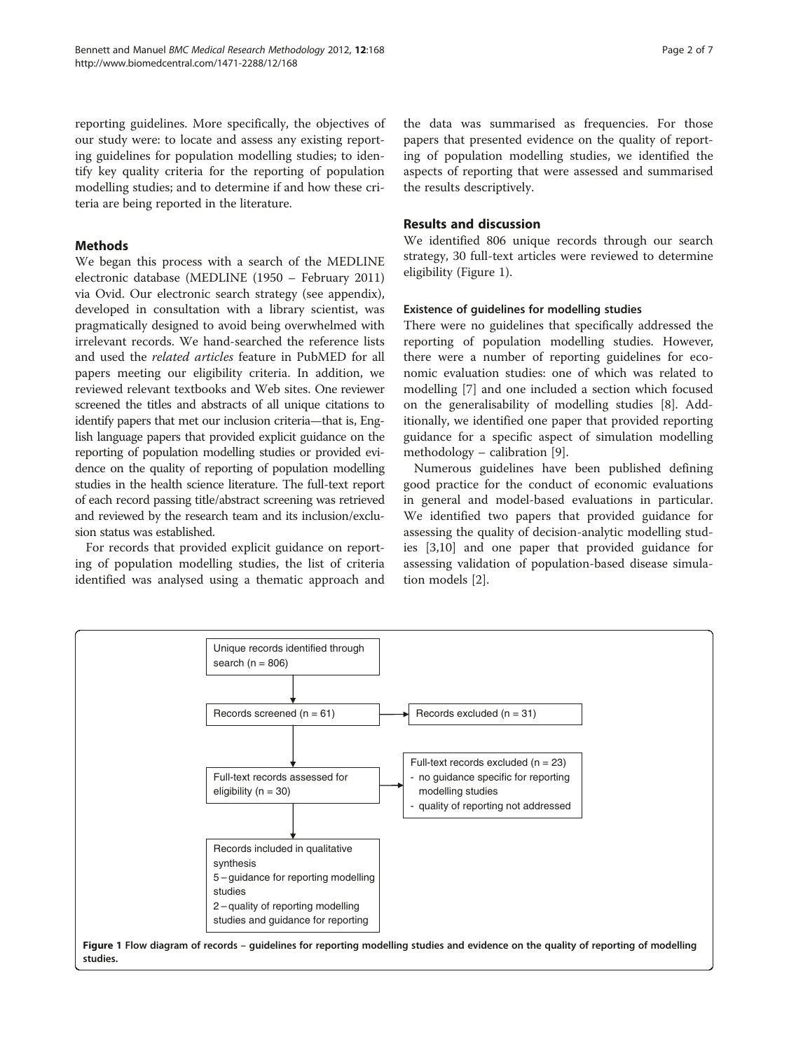reporting guidelines. More specifically, the objectives of our study were: to locate and assess any existing reporting guidelines for population modelling studies; to identify key quality criteria for the reporting of population modelling studies; and to determine if and how these criteria are being reported in the literature.

## Methods

We began this process with a search of the MEDLINE electronic database (MEDLINE (1950 – February 2011) via Ovid. Our electronic search strategy (see appendix), developed in consultation with a library scientist, was pragmatically designed to avoid being overwhelmed with irrelevant records. We hand-searched the reference lists and used the *related articles* feature in PubMED for all papers meeting our eligibility criteria. In addition, we reviewed relevant textbooks and Web sites. One reviewer screened the titles and abstracts of all unique citations to identify papers that met our inclusion criteria—that is, English language papers that provided explicit guidance on the reporting of population modelling studies or provided evidence on the quality of reporting of population modelling studies in the health science literature. The full-text report of each record passing title/abstract screening was retrieved and reviewed by the research team and its inclusion/exclusion status was established.

For records that provided explicit guidance on reporting of population modelling studies, the list of criteria identified was analysed using a thematic approach and the data was summarised as frequencies. For those papers that presented evidence on the quality of reporting of population modelling studies, we identified the aspects of reporting that were assessed and summarised the results descriptively.

## Results and discussion

We identified 806 unique records through our search strategy, 30 full-text articles were reviewed to determine eligibility (Figure 1).

### Existence of guidelines for modelling studies

There were no guidelines that specifically addressed the reporting of population modelling studies. However, there were a number of reporting guidelines for economic evaluation studies: one of which was related to modelling [7] and one included a section which focused on the generalisability of modelling studies [8]. Additionally, we identified one paper that provided reporting guidance for a specific aspect of simulation modelling methodology – calibration [9].

Numerous guidelines have been published defining good practice for the conduct of economic evaluations in general and model-based evaluations in particular. We identified two papers that provided guidance for assessing the quality of decision-analytic modelling studies [3,10] and one paper that provided guidance for assessing validation of population-based disease simulation models [2].

Unique records identified through search (n = 806)

Records screened (n = 61) → Records excluded (n = 31)

Full-text records assessed for eligibility (n = 30) → Full-text records excluded (n = 23)
- no guidance specific for reporting modelling studies
- quality of reporting not addressed

Records included in qualitative synthesis
5 – guidance for reporting modelling studies
2 – quality of reporting modelling studies and guidance for reporting

**Figure 1** Flow diagram of records – guidelines for reporting modelling studies and evidence on the quality of reporting of modelling studies.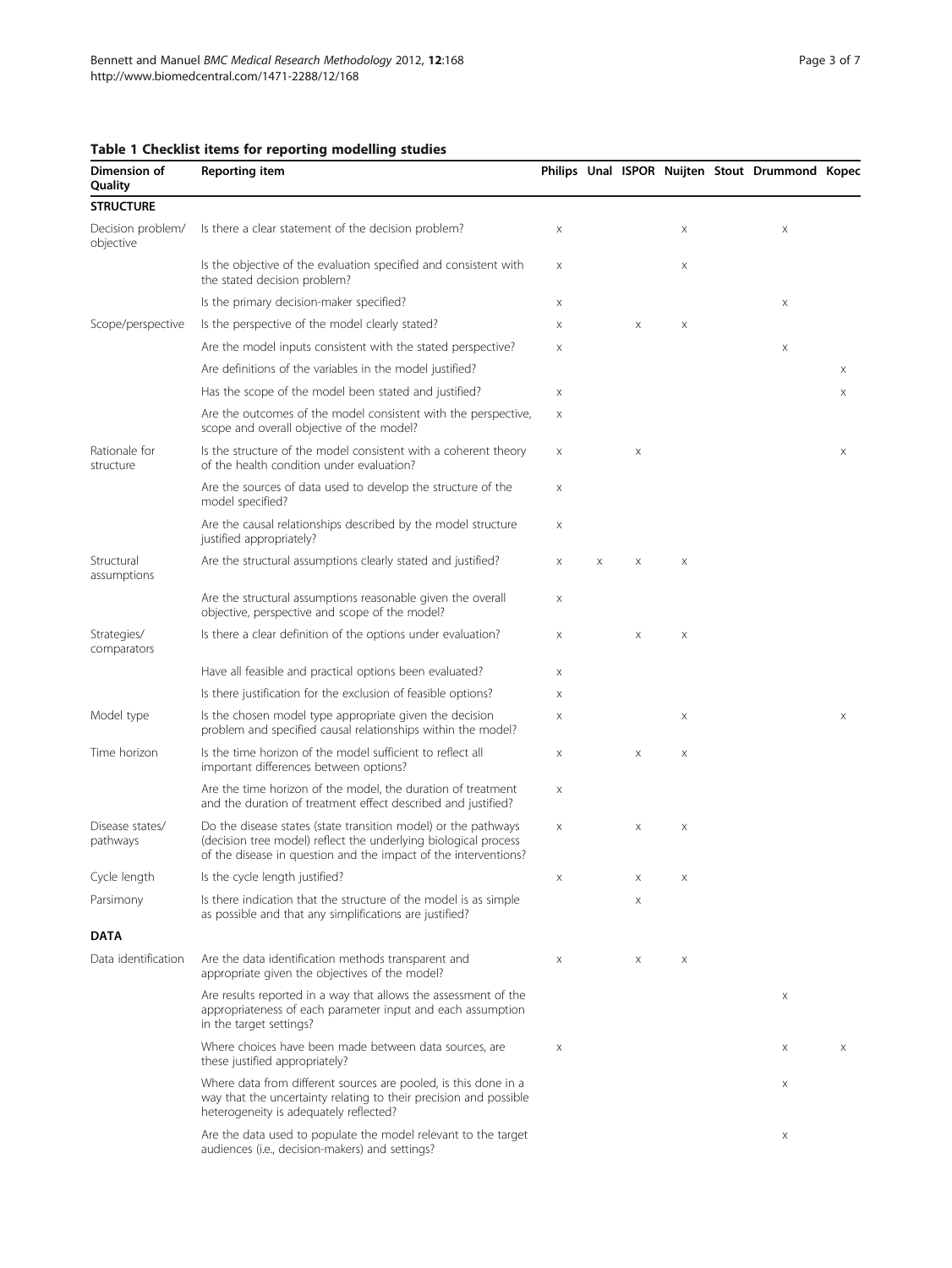**Table 1 Checklist items for reporting modelling studies**

| Dimension of Quality | Reporting item | Philips | Unal | ISPOR | Nuijten | Stout | Drummond | Kopec |
|---|---|---|---|---|---|---|---|---|
| **STRUCTURE** | | | | | | | | |
| Decision problem/ objective | Is there a clear statement of the decision problem? | x | | | x | | x | |
| | Is the objective of the evaluation specified and consistent with the stated decision problem? | x | | | x | | | |
| | Is the primary decision-maker specified? | x | | | | | x | |
| Scope/perspective | Is the perspective of the model clearly stated? | x | | x | x | | | |
| | Are the model inputs consistent with the stated perspective? | x | | | | | x | |
| | Are definitions of the variables in the model justified? | | | | | | | x |
| | Has the scope of the model been stated and justified? | x | | | | | | x |
| | Are the outcomes of the model consistent with the perspective, scope and overall objective of the model? | x | | | | | | |
| Rationale for structure | Is the structure of the model consistent with a coherent theory of the health condition under evaluation? | x | | x | | | | x |
| | Are the sources of data used to develop the structure of the model specified? | x | | | | | | |
| | Are the causal relationships described by the model structure justified appropriately? | x | | | | | | |
| Structural assumptions | Are the structural assumptions clearly stated and justified? | x | x | x | x | | | |
| | Are the structural assumptions reasonable given the overall objective, perspective and scope of the model? | x | | | | | | |
| Strategies/ comparators | Is there a clear definition of the options under evaluation? | x | | x | x | | | |
| | Have all feasible and practical options been evaluated? | x | | | | | | |
| | Is there justification for the exclusion of feasible options? | x | | | | | | |
| Model type | Is the chosen model type appropriate given the decision problem and specified causal relationships within the model? | x | | | x | | | x |
| Time horizon | Is the time horizon of the model sufficient to reflect all important differences between options? | x | | x | x | | | |
| | Are the time horizon of the model, the duration of treatment and the duration of treatment effect described and justified? | x | | | | | | |
| Disease states/ pathways | Do the disease states (state transition model) or the pathways (decision tree model) reflect the underlying biological process of the disease in question and the impact of the interventions? | x | | x | x | | | |
| Cycle length | Is the cycle length justified? | x | | x | x | | | |
| Parsimony | Is there indication that the structure of the model is as simple as possible and that any simplifications are justified? | | | x | | | | |
| **DATA** | | | | | | | | |
| Data identification | Are the data identification methods transparent and appropriate given the objectives of the model? | x | | x | x | | | |
| | Are results reported in a way that allows the assessment of the appropriateness of each parameter input and each assumption in the target settings? | | | | | | x | |
| | Where choices have been made between data sources, are these justified appropriately? | x | | | | | x | x |
| | Where data from different sources are pooled, is this done in a way that the uncertainty relating to their precision and possible heterogeneity is adequately reflected? | | | | | | x | |
| | Are the data used to populate the model relevant to the target audiences (i.e., decision-makers) and settings? | | | | | | x | |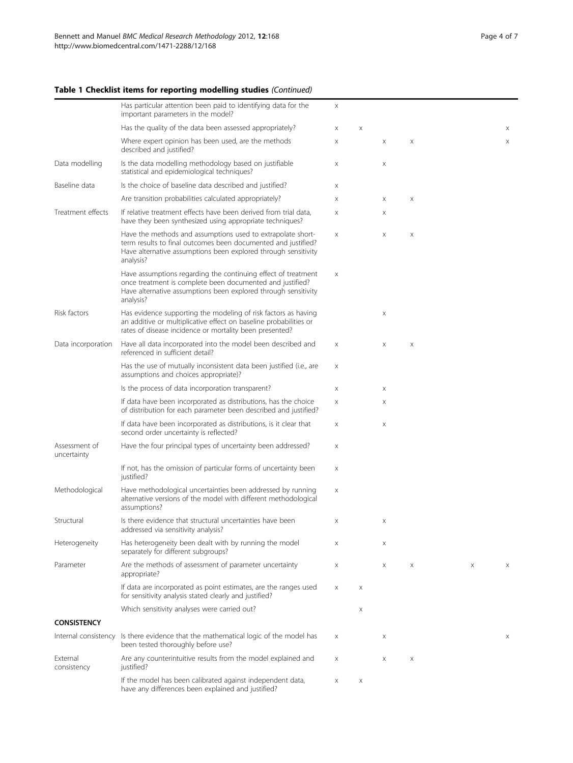**Table 1 Checklist items for reporting modelling studies** *(Continued)*

| | | | | | | | |
|---|---|---|---|---|---|---|---|
| | Has particular attention been paid to identifying data for the important parameters in the model? | X | | | | | |
| | Has the quality of the data been assessed appropriately? | X | X | | | | X |
| | Where expert opinion has been used, are the methods described and justified? | X | | X | X | | X |
| Data modelling | Is the data modelling methodology based on justifiable statistical and epidemiological techniques? | X | | X | | | |
| Baseline data | Is the choice of baseline data described and justified? | X | | | | | |
| | Are transition probabilities calculated appropriately? | X | | X | X | | |
| Treatment effects | If relative treatment effects have been derived from trial data, have they been synthesized using appropriate techniques? | X | | X | | | |
| | Have the methods and assumptions used to extrapolate short-term results to final outcomes been documented and justified? Have alternative assumptions been explored through sensitivity analysis? | X | | X | X | | |
| | Have assumptions regarding the continuing effect of treatment once treatment is complete been documented and justified? Have alternative assumptions been explored through sensitivity analysis? | X | | | | | |
| Risk factors | Has evidence supporting the modeling of risk factors as having an additive or multiplicative effect on baseline probabilities or rates of disease incidence or mortality been presented? | | | X | | | |
| Data incorporation | Have all data incorporated into the model been described and referenced in sufficient detail? | X | | X | X | | |
| | Has the use of mutually inconsistent data been justified (i.e., are assumptions and choices appropriate)? | X | | | | | |
| | Is the process of data incorporation transparent? | X | | X | | | |
| | If data have been incorporated as distributions, has the choice of distribution for each parameter been described and justified? | X | | X | | | |
| | If data have been incorporated as distributions, is it clear that second order uncertainty is reflected? | X | | X | | | |
| Assessment of uncertainty | Have the four principal types of uncertainty been addressed? | X | | | | | |
| | If not, has the omission of particular forms of uncertainty been justified? | X | | | | | |
| Methodological | Have methodological uncertainties been addressed by running alternative versions of the model with different methodological assumptions? | X | | | | | |
| Structural | Is there evidence that structural uncertainties have been addressed via sensitivity analysis? | X | | X | | | |
| Heterogeneity | Has heterogeneity been dealt with by running the model separately for different subgroups? | X | | X | | | |
| Parameter | Are the methods of assessment of parameter uncertainty appropriate? | X | | X | X | X | X |
| | If data are incorporated as point estimates, are the ranges used for sensitivity analysis stated clearly and justified? | X | X | | | | |
| | Which sensitivity analyses were carried out? | | X | | | | |
| **CONSISTENCY** | | | | | | | |
| Internal consistency | Is there evidence that the mathematical logic of the model has been tested thoroughly before use? | X | | X | | | X |
| External consistency | Are any counterintuitive results from the model explained and justified? | X | | X | X | | |
| | If the model has been calibrated against independent data, have any differences been explained and justified? | X | X | | | | |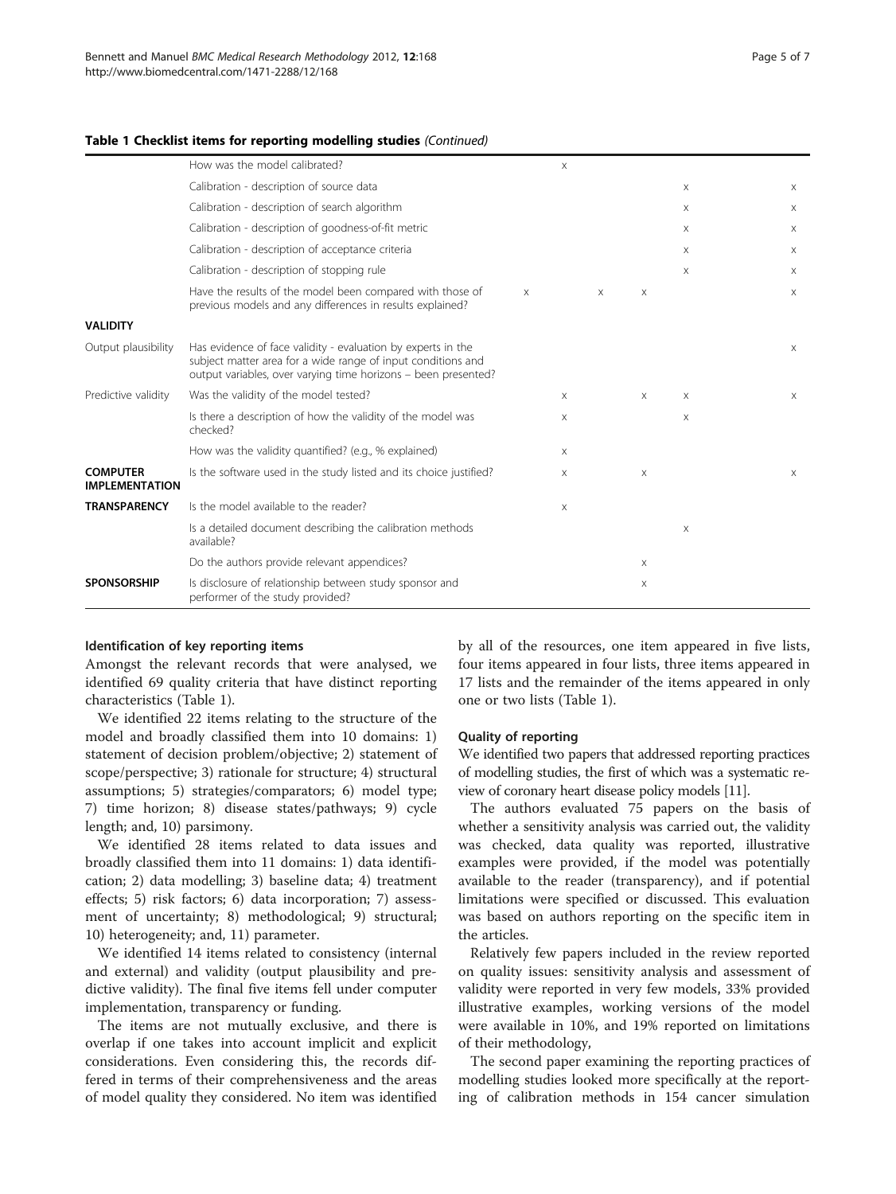**Table 1 Checklist items for reporting modelling studies** *(Continued)*

| | | | | | | | |
|---|---|---|---|---|---|---|---|
| | How was the model calibrated? | | x | | | | |
| | Calibration - description of source data | | | | | x | x |
| | Calibration - description of search algorithm | | | | | x | x |
| | Calibration - description of goodness-of-fit metric | | | | | x | x |
| | Calibration - description of acceptance criteria | | | | | x | x |
| | Calibration - description of stopping rule | | | | | x | x |
| | Have the results of the model been compared with those of previous models and any differences in results explained? | x | | x | x | | x |
| **VALIDITY** | | | | | | | |
| Output plausibility | Has evidence of face validity - evaluation by experts in the subject matter area for a wide range of input conditions and output variables, over varying time horizons – been presented? | | | | | | x |
| Predictive validity | Was the validity of the model tested? | | x | | x | x | x |
| | Is there a description of how the validity of the model was checked? | | x | | | x | |
| | How was the validity quantified? (e.g., % explained) | | x | | | | |
| **COMPUTER IMPLEMENTATION** | Is the software used in the study listed and its choice justified? | | x | | x | | x |
| **TRANSPARENCY** | Is the model available to the reader? | | x | | | | |
| | Is a detailed document describing the calibration methods available? | | | | | x | |
| | Do the authors provide relevant appendices? | | | | x | | |
| **SPONSORSHIP** | Is disclosure of relationship between study sponsor and performer of the study provided? | | | | x | | |

#### Identification of key reporting items

Amongst the relevant records that were analysed, we identified 69 quality criteria that have distinct reporting characteristics (Table 1).

We identified 22 items relating to the structure of the model and broadly classified them into 10 domains: 1) statement of decision problem/objective; 2) statement of scope/perspective; 3) rationale for structure; 4) structural assumptions; 5) strategies/comparators; 6) model type; 7) time horizon; 8) disease states/pathways; 9) cycle length; and, 10) parsimony.

We identified 28 items related to data issues and broadly classified them into 11 domains: 1) data identification; 2) data modelling; 3) baseline data; 4) treatment effects; 5) risk factors; 6) data incorporation; 7) assessment of uncertainty; 8) methodological; 9) structural; 10) heterogeneity; and, 11) parameter.

We identified 14 items related to consistency (internal and external) and validity (output plausibility and predictive validity). The final five items fell under computer implementation, transparency or funding.

The items are not mutually exclusive, and there is overlap if one takes into account implicit and explicit considerations. Even considering this, the records differed in terms of their comprehensiveness and the areas of model quality they considered. No item was identified by all of the resources, one item appeared in five lists, four items appeared in four lists, three items appeared in 17 lists and the remainder of the items appeared in only one or two lists (Table 1).

#### Quality of reporting

We identified two papers that addressed reporting practices of modelling studies, the first of which was a systematic review of coronary heart disease policy models [11].

The authors evaluated 75 papers on the basis of whether a sensitivity analysis was carried out, the validity was checked, data quality was reported, illustrative examples were provided, if the model was potentially available to the reader (transparency), and if potential limitations were specified or discussed. This evaluation was based on authors reporting on the specific item in the articles.

Relatively few papers included in the review reported on quality issues: sensitivity analysis and assessment of validity were reported in very few models, 33% provided illustrative examples, working versions of the model were available in 10%, and 19% reported on limitations of their methodology,

The second paper examining the reporting practices of modelling studies looked more specifically at the reporting of calibration methods in 154 cancer simulation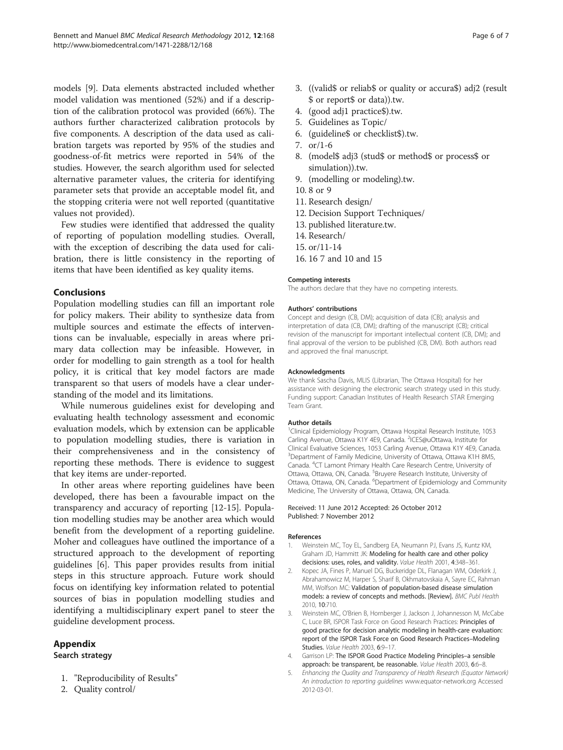models [9]. Data elements abstracted included whether model validation was mentioned (52%) and if a description of the calibration protocol was provided (66%). The authors further characterized calibration protocols by five components. A description of the data used as calibration targets was reported by 95% of the studies and goodness-of-fit metrics were reported in 54% of the studies. However, the search algorithm used for selected alternative parameter values, the criteria for identifying parameter sets that provide an acceptable model fit, and the stopping criteria were not well reported (quantitative values not provided).

Few studies were identified that addressed the quality of reporting of population modelling studies. Overall, with the exception of describing the data used for calibration, there is little consistency in the reporting of items that have been identified as key quality items.

## Conclusions

Population modelling studies can fill an important role for policy makers. Their ability to synthesize data from multiple sources and estimate the effects of interventions can be invaluable, especially in areas where primary data collection may be infeasible. However, in order for modelling to gain strength as a tool for health policy, it is critical that key model factors are made transparent so that users of models have a clear understanding of the model and its limitations.

While numerous guidelines exist for developing and evaluating health technology assessment and economic evaluation models, which by extension can be applicable to population modelling studies, there is variation in their comprehensiveness and in the consistency of reporting these methods. There is evidence to suggest that key items are under-reported.

In other areas where reporting guidelines have been developed, there has been a favourable impact on the transparency and accuracy of reporting [12-15]. Population modelling studies may be another area which would benefit from the development of a reporting guideline. Moher and colleagues have outlined the importance of a structured approach to the development of reporting guidelines [6]. This paper provides results from initial steps in this structure approach. Future work should focus on identifying key information related to potential sources of bias in population modelling studies and identifying a multidisciplinary expert panel to steer the guideline development process.

## Appendix

### Search strategy

1. "Reproducibility of Results"
2. Quality control/
3. ((valid$ or reliab$ or quality or accura$) adj2 (result $ or report$ or data)).tw.
4. (good adj1 practice$).tw.
5. Guidelines as Topic/
6. (guideline$ or checklist$).tw.
7. or/1-6
8. (model$ adj3 (stud$ or method$ or process$ or simulation)).tw.
9. (modelling or modeling).tw.
10. 8 or 9
11. Research design/
12. Decision Support Techniques/
13. published literature.tw.
14. Research/
15. or/11-14
16. 16 7 and 10 and 15

#### Competing interests

The authors declare that they have no competing interests.

#### Authors' contributions

Concept and design (CB, DM); acquisition of data (CB); analysis and interpretation of data (CB, DM); drafting of the manuscript (CB); critical revision of the manuscript for important intellectual content (CB, DM); and final approval of the version to be published (CB, DM). Both authors read and approved the final manuscript.

#### Acknowledgments

We thank Sascha Davis, MLIS (Librarian, The Ottawa Hospital) for her assistance with designing the electronic search strategy used in this study. Funding support: Canadian Institutes of Health Research STAR Emerging Team Grant.

#### Author details

[1]Clinical Epidemiology Program, Ottawa Hospital Research Institute, 1053 Carling Avenue, Ottawa K1Y 4E9, Canada. [2]ICES@uOttawa, Institute for Clinical Evaluative Sciences, 1053 Carling Avenue, Ottawa K1Y 4E9, Canada. [3]Department of Family Medicine, University of Ottawa, Ottawa K1H 8M5, Canada. [4]CT Lamont Primary Health Care Research Centre, University of Ottawa, Ottawa, ON, Canada. [5]Bruyere Research Institute, University of Ottawa, Ottawa, ON, Canada. [6]Department of Epidemiology and Community Medicine, The University of Ottawa, Ottawa, ON, Canada.

Received: 11 June 2012 Accepted: 26 October 2012
Published: 7 November 2012

#### References

1. Weinstein MC, Toy EL, Sandberg EA, Neumann PJ, Evans JS, Kuntz KM, Graham JD, Hammitt JK: **Modeling for health care and other policy decisions: uses, roles, and validity.** *Value Health* 2001, **4**:348–361.
2. Kopec JA, Fines P, Manuel DG, Buckeridge DL, Flanagan WM, Oderkirk J, Abrahamowicz M, Harper S, Sharif B, Okhmatovskaia A, Sayre EC, Rahman MM, Wolfson MC: **Validation of population-based disease simulation models: a review of concepts and methods. [Review].** *BMC Publ Health* 2010, **10**:710.
3. Weinstein MC, O'Brien B, Hornberger J, Jackson J, Johannesson M, McCabe C, Luce BR, ISPOR Task Force on Good Research Practices: **Principles of good practice for decision analytic modeling in health-care evaluation: report of the ISPOR Task Force on Good Research Practices–Modeling Studies.** *Value Health* 2003, **6**:9–17.
4. Garrison LP: **The ISPOR Good Practice Modeling Principles–a sensible approach: be transparent, be reasonable.** *Value Health* 2003, **6**:6–8.
5. *Enhancing the Quality and Transparency of Health Research (Equator Network) An introduction to reporting guidelines* www.equator-network.org Accessed 2012-03-01.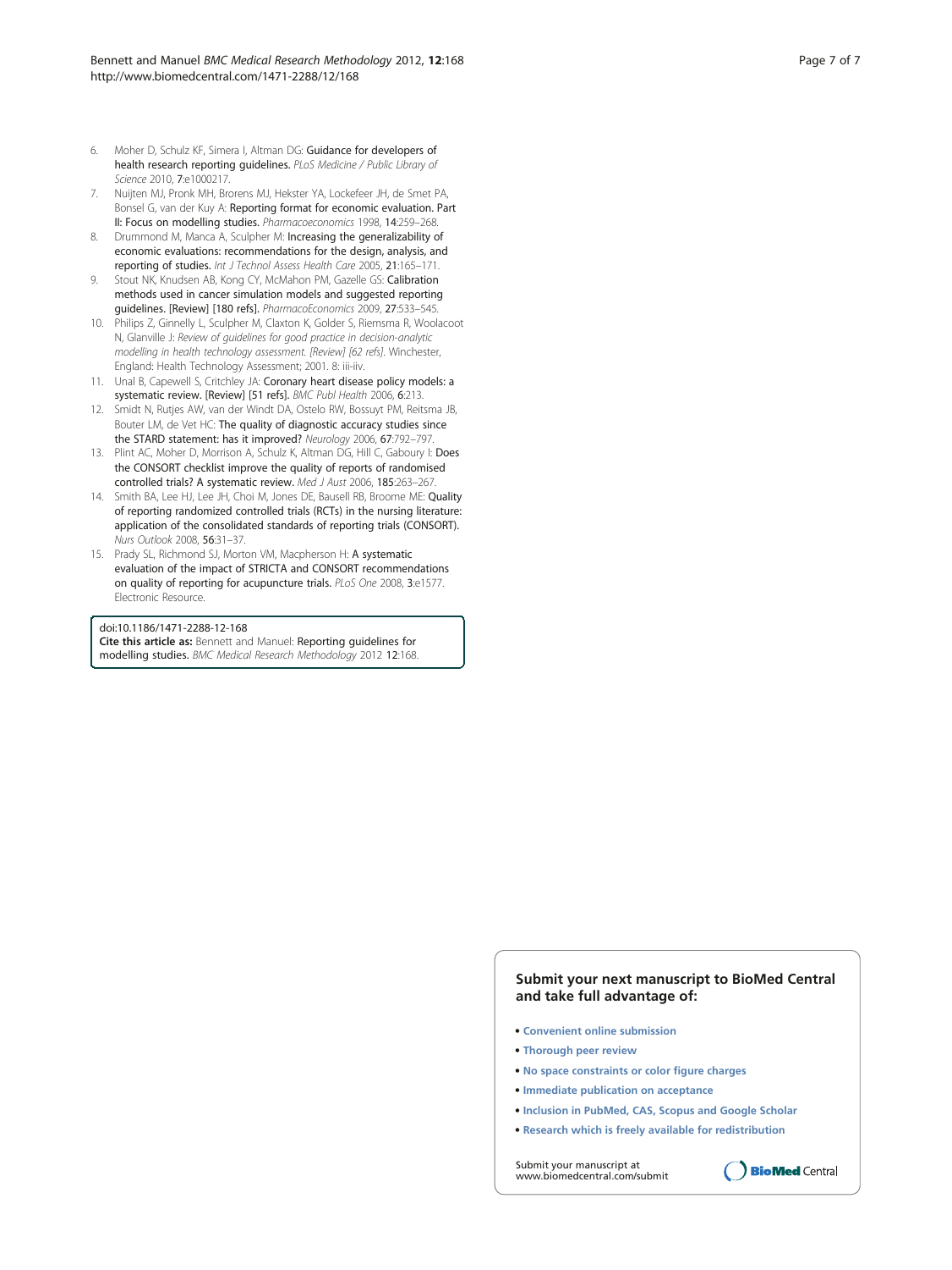6. Moher D, Schulz KF, Simera I, Altman DG: **Guidance for developers of health research reporting guidelines.** *PLoS Medicine / Public Library of Science* 2010, **7**:e1000217.
7. Nuijten MJ, Pronk MH, Brorens MJ, Hekster YA, Lockefeer JH, de Smet PA, Bonsel G, van der Kuy A: **Reporting format for economic evaluation. Part II: Focus on modelling studies.** *Pharmacoeconomics* 1998, **14**:259–268.
8. Drummond M, Manca A, Sculpher M: **Increasing the generalizability of economic evaluations: recommendations for the design, analysis, and reporting of studies.** *Int J Technol Assess Health Care* 2005, **21**:165–171.
9. Stout NK, Knudsen AB, Kong CY, McMahon PM, Gazelle GS: **Calibration methods used in cancer simulation models and suggested reporting guidelines. [Review] [180 refs].** *PharmacoEconomics* 2009, **27**:533–545.
10. Philips Z, Ginnelly L, Sculpher M, Claxton K, Golder S, Riemsma R, Woolacoot N, Glanville J: *Review of guidelines for good practice in decision-analytic modelling in health technology assessment. [Review] [62 refs].* Winchester, England: Health Technology Assessment; 2001. 8: iii-iiv.
11. Unal B, Capewell S, Critchley JA: **Coronary heart disease policy models: a systematic review. [Review] [51 refs].** *BMC Publ Health* 2006, **6**:213.
12. Smidt N, Rutjes AW, van der Windt DA, Ostelo RW, Bossuyt PM, Reitsma JB, Bouter LM, de Vet HC: **The quality of diagnostic accuracy studies since the STARD statement: has it improved?** *Neurology* 2006, **67**:792–797.
13. Plint AC, Moher D, Morrison A, Schulz K, Altman DG, Hill C, Gaboury I: **Does the CONSORT checklist improve the quality of reports of randomised controlled trials? A systematic review.** *Med J Aust* 2006, **185**:263–267.
14. Smith BA, Lee HJ, Lee JH, Choi M, Jones DE, Bausell RB, Broome ME: **Quality of reporting randomized controlled trials (RCTs) in the nursing literature: application of the consolidated standards of reporting trials (CONSORT).** *Nurs Outlook* 2008, **56**:31–37.
15. Prady SL, Richmond SJ, Morton VM, Macpherson H: **A systematic evaluation of the impact of STRICTA and CONSORT recommendations on quality of reporting for acupuncture trials.** *PLoS One* 2008, **3**:e1577. Electronic Resource.

doi:10.1186/1471-2288-12-168
**Cite this article as:** Bennett and Manuel: **Reporting guidelines for modelling studies.** *BMC Medical Research Methodology* 2012 **12**:168.

**Submit your next manuscript to BioMed Central and take full advantage of:**

- **Convenient online submission**
- **Thorough peer review**
- **No space constraints or color figure charges**
- **Immediate publication on acceptance**
- **Inclusion in PubMed, CAS, Scopus and Google Scholar**
- **Research which is freely available for redistribution**

Submit your manuscript at
www.biomedcentral.com/submit

BioMed Central